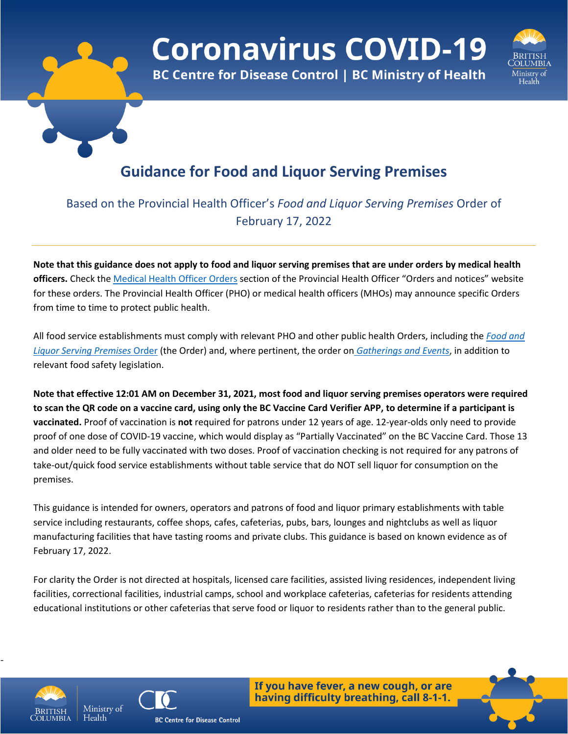# Coronavirus COVID-19

**BC Centre for Disease Control | BC Ministry of Health**

## Guidance for Food and Liquor Serving Premises

Based on the Provincial Health Officer's *Food and Liquor Serving Premises* Order of February 17, 2022

---

**Note that this guidance does not apply to food and liquor serving premises that are under orders by medical health officers.** Check the Medical Health Officer Orders section of the Provincial Health Officer "Orders and notices" website for these orders. The Provincial Health Officer (PHO) or medical health officers (MHOs) may announce specific Orders from time to time to protect public health.

All food service establishments must comply with relevant PHO and other public health Orders, including the *Food and Liquor Serving Premises* Order (the Order) and, where pertinent, the order on *Gatherings and Events*, in addition to relevant food safety legislation.

**Note that effective 12:01 AM on December 31, 2021, most food and liquor serving premises operators were required to scan the QR code on a vaccine card, using only the BC Vaccine Card Verifier APP, to determine if a participant is vaccinated.** Proof of vaccination is **not** required for patrons under 12 years of age. 12-year-olds only need to provide proof of one dose of COVID-19 vaccine, which would display as "Partially Vaccinated" on the BC Vaccine Card. Those 13 and older need to be fully vaccinated with two doses. Proof of vaccination checking is not required for any patrons of take-out/quick food service establishments without table service that do NOT sell liquor for consumption on the premises.

This guidance is intended for owners, operators and patrons of food and liquor primary establishments with table service including restaurants, coffee shops, cafes, cafeterias, pubs, bars, lounges and nightclubs as well as liquor manufacturing facilities that have tasting rooms and private clubs. This guidance is based on known evidence as of February 17, 2022.

For clarity the Order is not directed at hospitals, licensed care facilities, assisted living residences, independent living facilities, correctional facilities, industrial camps, school and workplace cafeterias, cafeterias for residents attending educational institutions or other cafeterias that serve food or liquor to residents rather than to the general public.

**If you have fever, a new cough, or are having difficulty breathing, call 8-1-1.**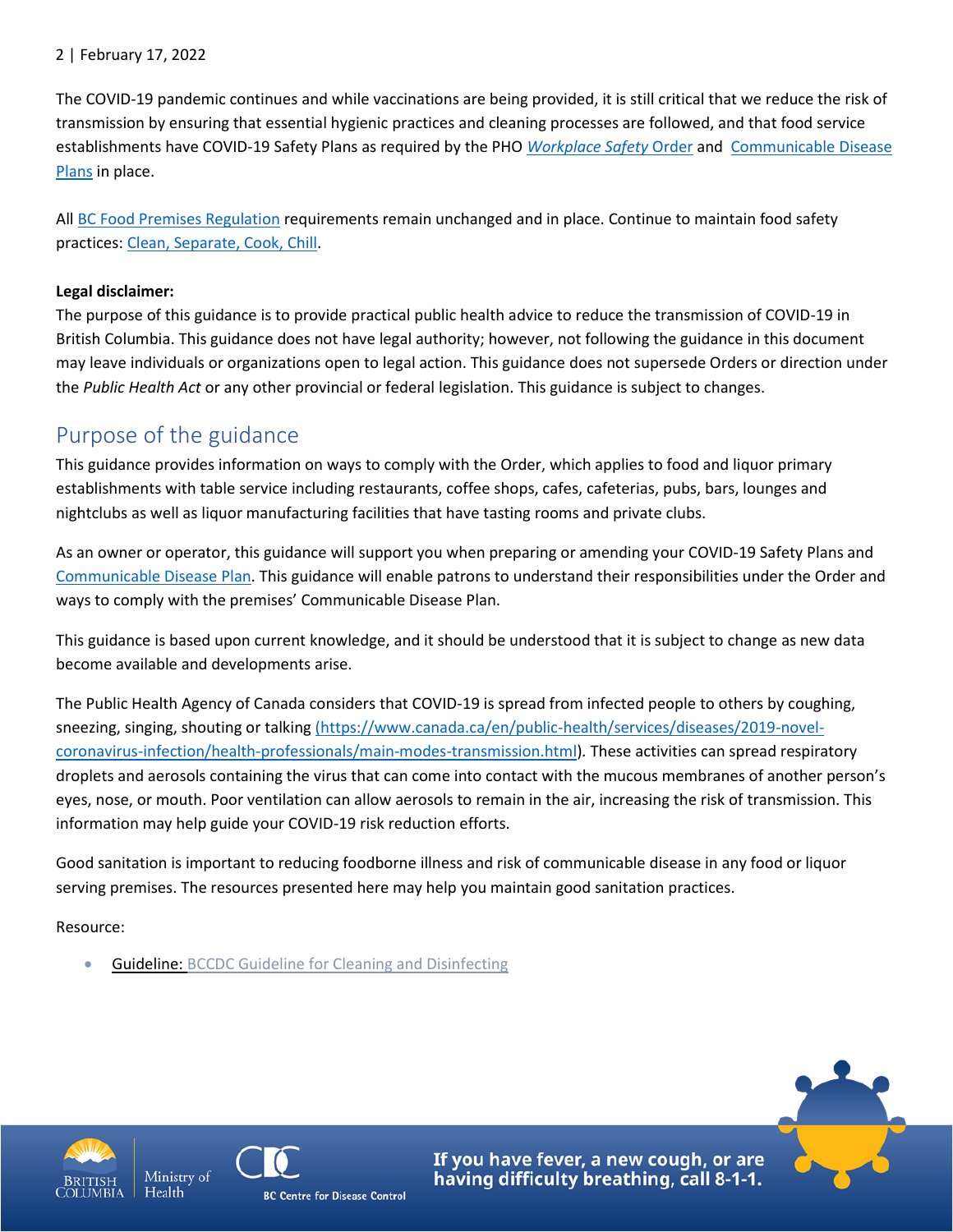The COVID-19 pandemic continues and while vaccinations are being provided, it is still critical that we reduce the risk of transmission by ensuring that essential hygienic practices and cleaning processes are followed, and that food service establishments have COVID-19 Safety Plans as required by the PHO [*Workplace Safety* Order]() and [Communicable Disease Plans]() in place.

All [BC Food Premises Regulation]() requirements remain unchanged and in place. Continue to maintain food safety practices: [Clean, Separate, Cook, Chill]().

**Legal disclaimer:**
The purpose of this guidance is to provide practical public health advice to reduce the transmission of COVID-19 in British Columbia. This guidance does not have legal authority; however, not following the guidance in this document may leave individuals or organizations open to legal action. This guidance does not supersede Orders or direction under the *Public Health Act* or any other provincial or federal legislation. This guidance is subject to changes.

## Purpose of the guidance

This guidance provides information on ways to comply with the Order, which applies to food and liquor primary establishments with table service including restaurants, coffee shops, cafes, cafeterias, pubs, bars, lounges and nightclubs as well as liquor manufacturing facilities that have tasting rooms and private clubs.

As an owner or operator, this guidance will support you when preparing or amending your COVID-19 Safety Plans and [Communicable Disease Plan](). This guidance will enable patrons to understand their responsibilities under the Order and ways to comply with the premises' Communicable Disease Plan.

This guidance is based upon current knowledge, and it should be understood that it is subject to change as new data become available and developments arise.

The Public Health Agency of Canada considers that COVID-19 is spread from infected people to others by coughing, sneezing, singing, shouting or talking (https://www.canada.ca/en/public-health/services/diseases/2019-novel-coronavirus-infection/health-professionals/main-modes-transmission.html). These activities can spread respiratory droplets and aerosols containing the virus that can come into contact with the mucous membranes of another person's eyes, nose, or mouth. Poor ventilation can allow aerosols to remain in the air, increasing the risk of transmission. This information may help guide your COVID-19 risk reduction efforts.

Good sanitation is important to reducing foodborne illness and risk of communicable disease in any food or liquor serving premises. The resources presented here may help you maintain good sanitation practices.

Resource:

- Guideline: [BCCDC Guideline for Cleaning and Disinfecting]()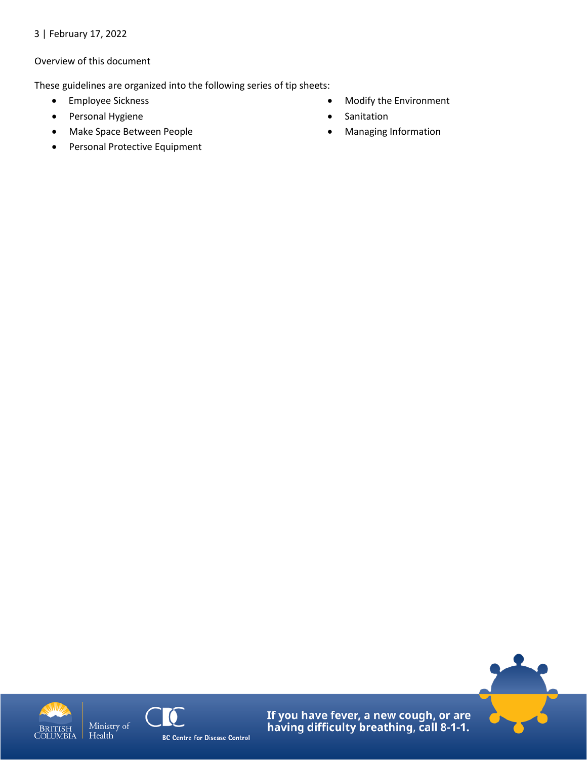Overview of this document

These guidelines are organized into the following series of tip sheets:

- Employee Sickness
- Personal Hygiene
- Make Space Between People
- Personal Protective Equipment
- Modify the Environment
- Sanitation
- Managing Information

If you have fever, a new cough, or are having difficulty breathing, call 8-1-1.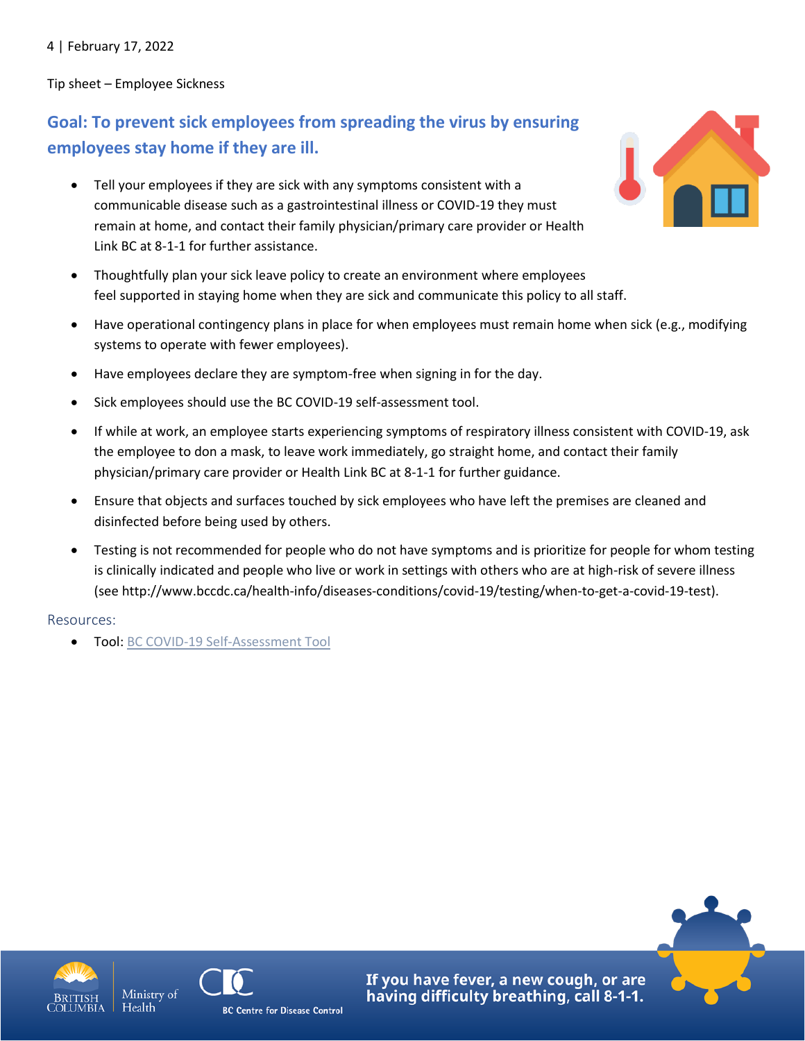Tip sheet – Employee Sickness

## Goal: To prevent sick employees from spreading the virus by ensuring employees stay home if they are ill.

- Tell your employees if they are sick with any symptoms consistent with a communicable disease such as a gastrointestinal illness or COVID-19 they must remain at home, and contact their family physician/primary care provider or Health Link BC at 8-1-1 for further assistance.
- Thoughtfully plan your sick leave policy to create an environment where employees feel supported in staying home when they are sick and communicate this policy to all staff.
- Have operational contingency plans in place for when employees must remain home when sick (e.g., modifying systems to operate with fewer employees).
- Have employees declare they are symptom-free when signing in for the day.
- Sick employees should use the BC COVID-19 self-assessment tool.
- If while at work, an employee starts experiencing symptoms of respiratory illness consistent with COVID-19, ask the employee to don a mask, to leave work immediately, go straight home, and contact their family physician/primary care provider or Health Link BC at 8-1-1 for further guidance.
- Ensure that objects and surfaces touched by sick employees who have left the premises are cleaned and disinfected before being used by others.
- Testing is not recommended for people who do not have symptoms and is prioritize for people for whom testing is clinically indicated and people who live or work in settings with others who are at high-risk of severe illness (see http://www.bccdc.ca/health-info/diseases-conditions/covid-19/testing/when-to-get-a-covid-19-test).

Resources:

- Tool: BC COVID-19 Self-Assessment Tool

**If you have fever, a new cough, or are having difficulty breathing, call 8-1-1.**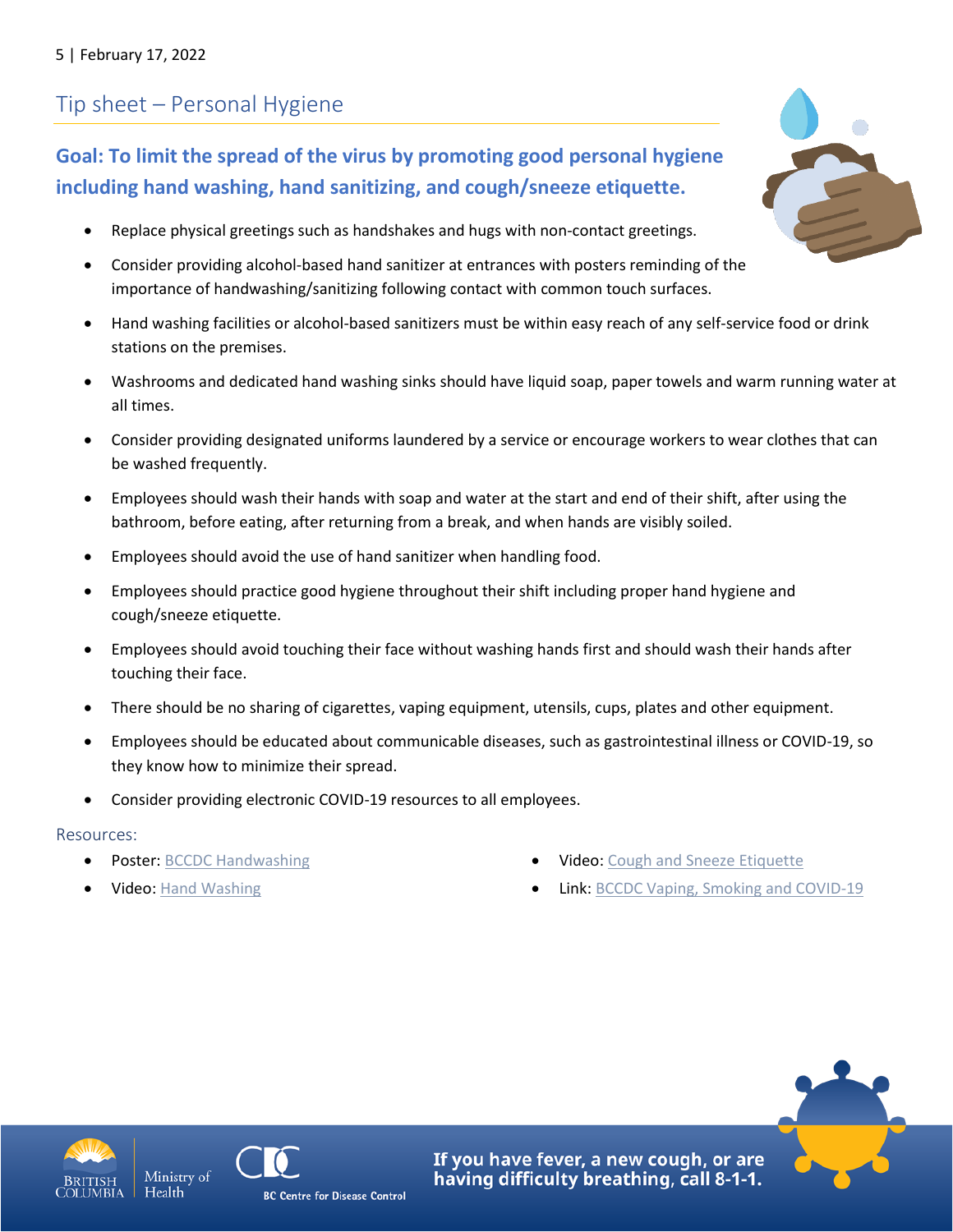## Tip sheet – Personal Hygiene

### Goal: To limit the spread of the virus by promoting good personal hygiene including hand washing, hand sanitizing, and cough/sneeze etiquette.

- Replace physical greetings such as handshakes and hugs with non-contact greetings.
- Consider providing alcohol-based hand sanitizer at entrances with posters reminding of the importance of handwashing/sanitizing following contact with common touch surfaces.
- Hand washing facilities or alcohol-based sanitizers must be within easy reach of any self-service food or drink stations on the premises.
- Washrooms and dedicated hand washing sinks should have liquid soap, paper towels and warm running water at all times.
- Consider providing designated uniforms laundered by a service or encourage workers to wear clothes that can be washed frequently.
- Employees should wash their hands with soap and water at the start and end of their shift, after using the bathroom, before eating, after returning from a break, and when hands are visibly soiled.
- Employees should avoid the use of hand sanitizer when handling food.
- Employees should practice good hygiene throughout their shift including proper hand hygiene and cough/sneeze etiquette.
- Employees should avoid touching their face without washing hands first and should wash their hands after touching their face.
- There should be no sharing of cigarettes, vaping equipment, utensils, cups, plates and other equipment.
- Employees should be educated about communicable diseases, such as gastrointestinal illness or COVID-19, so they know how to minimize their spread.
- Consider providing electronic COVID-19 resources to all employees.

Resources:

- Poster: BCCDC Handwashing
- Video: Hand Washing
- Video: Cough and Sneeze Etiquette
- Link: BCCDC Vaping, Smoking and COVID-19

If you have fever, a new cough, or are having difficulty breathing, call 8-1-1.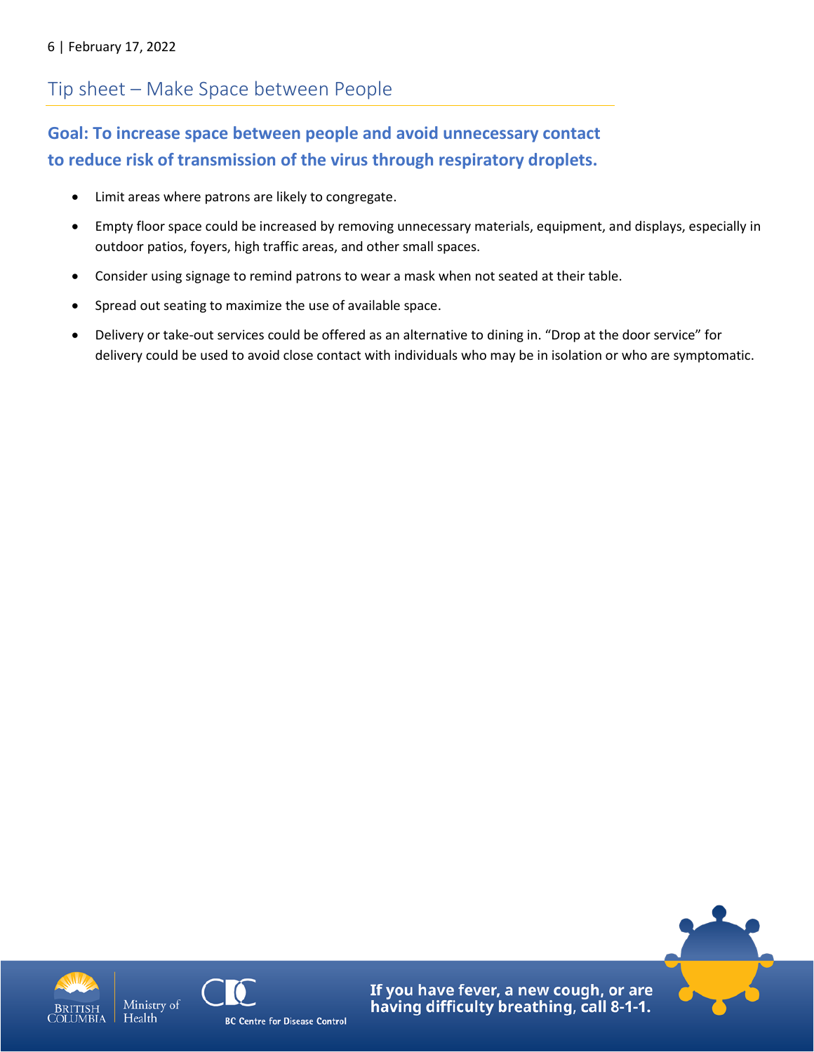## Tip sheet – Make Space between People

### Goal: To increase space between people and avoid unnecessary contact to reduce risk of transmission of the virus through respiratory droplets.

- Limit areas where patrons are likely to congregate.
- Empty floor space could be increased by removing unnecessary materials, equipment, and displays, especially in outdoor patios, foyers, high traffic areas, and other small spaces.
- Consider using signage to remind patrons to wear a mask when not seated at their table.
- Spread out seating to maximize the use of available space.
- Delivery or take-out services could be offered as an alternative to dining in. "Drop at the door service" for delivery could be used to avoid close contact with individuals who may be in isolation or who are symptomatic.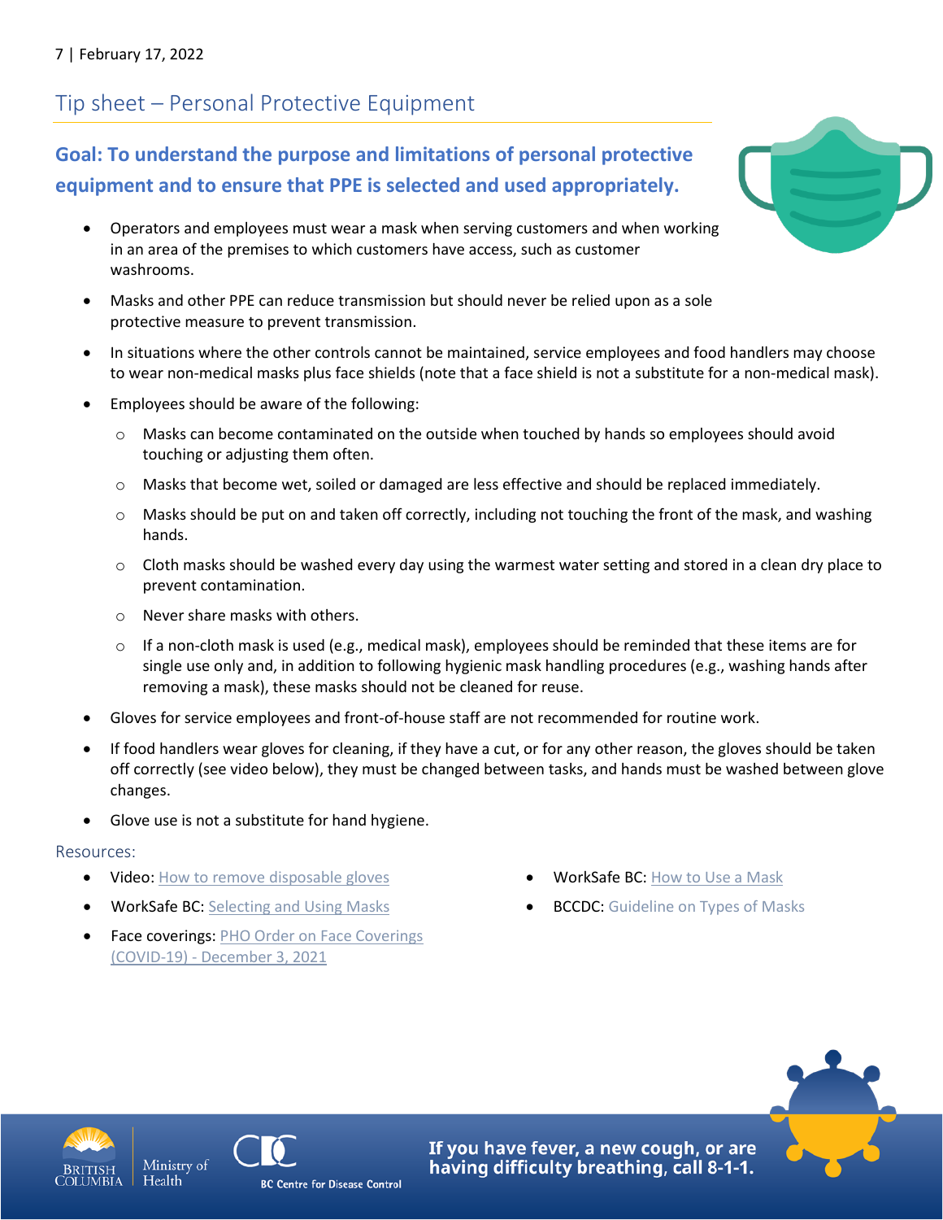## Tip sheet – Personal Protective Equipment

### Goal: To understand the purpose and limitations of personal protective equipment and to ensure that PPE is selected and used appropriately.

- Operators and employees must wear a mask when serving customers and when working in an area of the premises to which customers have access, such as customer washrooms.
- Masks and other PPE can reduce transmission but should never be relied upon as a sole protective measure to prevent transmission.
- In situations where the other controls cannot be maintained, service employees and food handlers may choose to wear non-medical masks plus face shields (note that a face shield is not a substitute for a non-medical mask).
- Employees should be aware of the following:
  - Masks can become contaminated on the outside when touched by hands so employees should avoid touching or adjusting them often.
  - Masks that become wet, soiled or damaged are less effective and should be replaced immediately.
  - Masks should be put on and taken off correctly, including not touching the front of the mask, and washing hands.
  - Cloth masks should be washed every day using the warmest water setting and stored in a clean dry place to prevent contamination.
  - Never share masks with others.
  - If a non-cloth mask is used (e.g., medical mask), employees should be reminded that these items are for single use only and, in addition to following hygienic mask handling procedures (e.g., washing hands after removing a mask), these masks should not be cleaned for reuse.
- Gloves for service employees and front-of-house staff are not recommended for routine work.
- If food handlers wear gloves for cleaning, if they have a cut, or for any other reason, the gloves should be taken off correctly (see video below), they must be changed between tasks, and hands must be washed between glove changes.
- Glove use is not a substitute for hand hygiene.

#### Resources:

- Video: How to remove disposable gloves
- WorkSafe BC: Selecting and Using Masks
- Face coverings: PHO Order on Face Coverings (COVID-19) - December 3, 2021
- WorkSafe BC: How to Use a Mask
- BCCDC: Guideline on Types of Masks

**If you have fever, a new cough, or are having difficulty breathing, call 8-1-1.**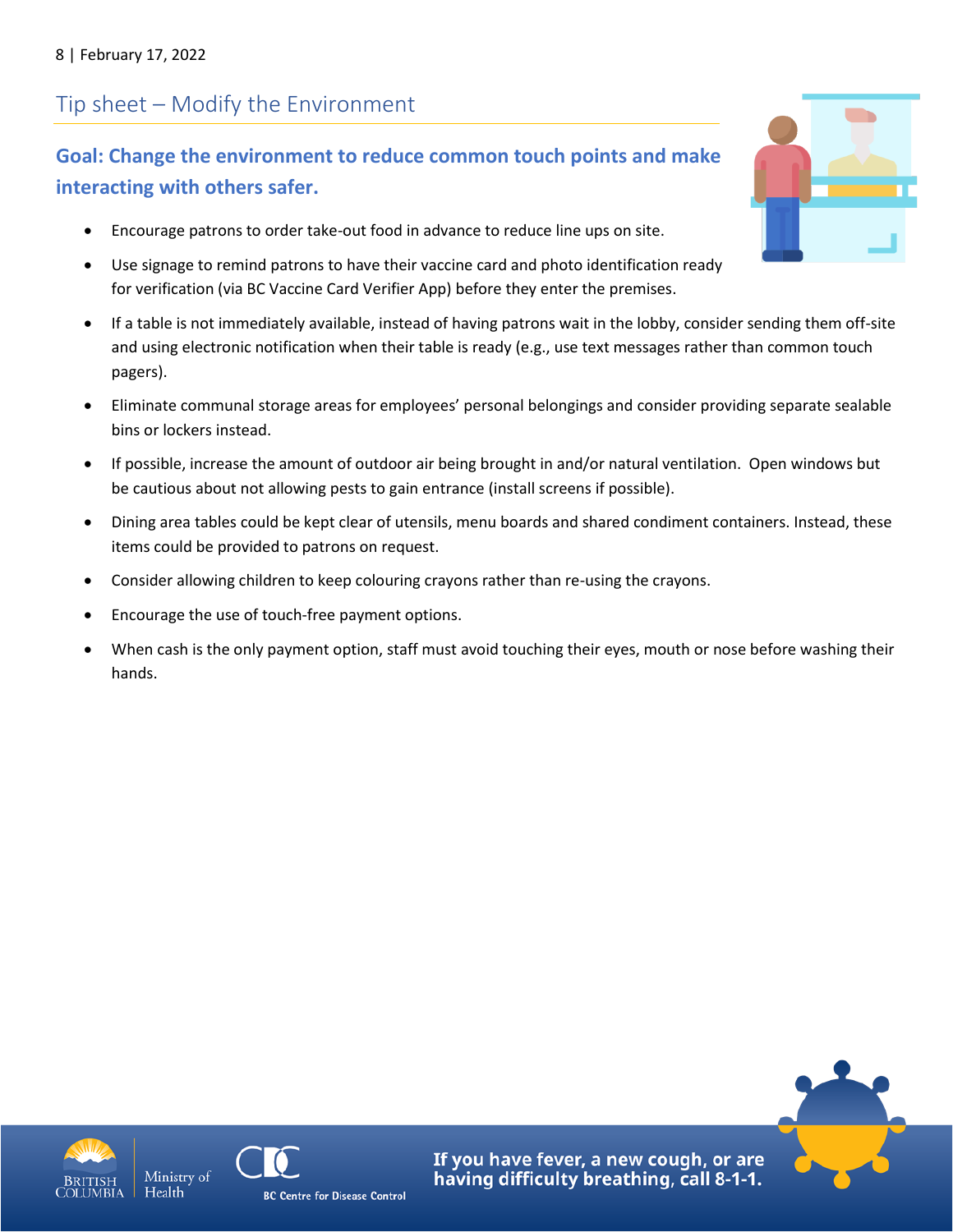## Tip sheet – Modify the Environment

### Goal: Change the environment to reduce common touch points and make interacting with others safer.

- Encourage patrons to order take-out food in advance to reduce line ups on site.
- Use signage to remind patrons to have their vaccine card and photo identification ready for verification (via BC Vaccine Card Verifier App) before they enter the premises.
- If a table is not immediately available, instead of having patrons wait in the lobby, consider sending them off-site and using electronic notification when their table is ready (e.g., use text messages rather than common touch pagers).
- Eliminate communal storage areas for employees' personal belongings and consider providing separate sealable bins or lockers instead.
- If possible, increase the amount of outdoor air being brought in and/or natural ventilation. Open windows but be cautious about not allowing pests to gain entrance (install screens if possible).
- Dining area tables could be kept clear of utensils, menu boards and shared condiment containers. Instead, these items could be provided to patrons on request.
- Consider allowing children to keep colouring crayons rather than re-using the crayons.
- Encourage the use of touch-free payment options.
- When cash is the only payment option, staff must avoid touching their eyes, mouth or nose before washing their hands.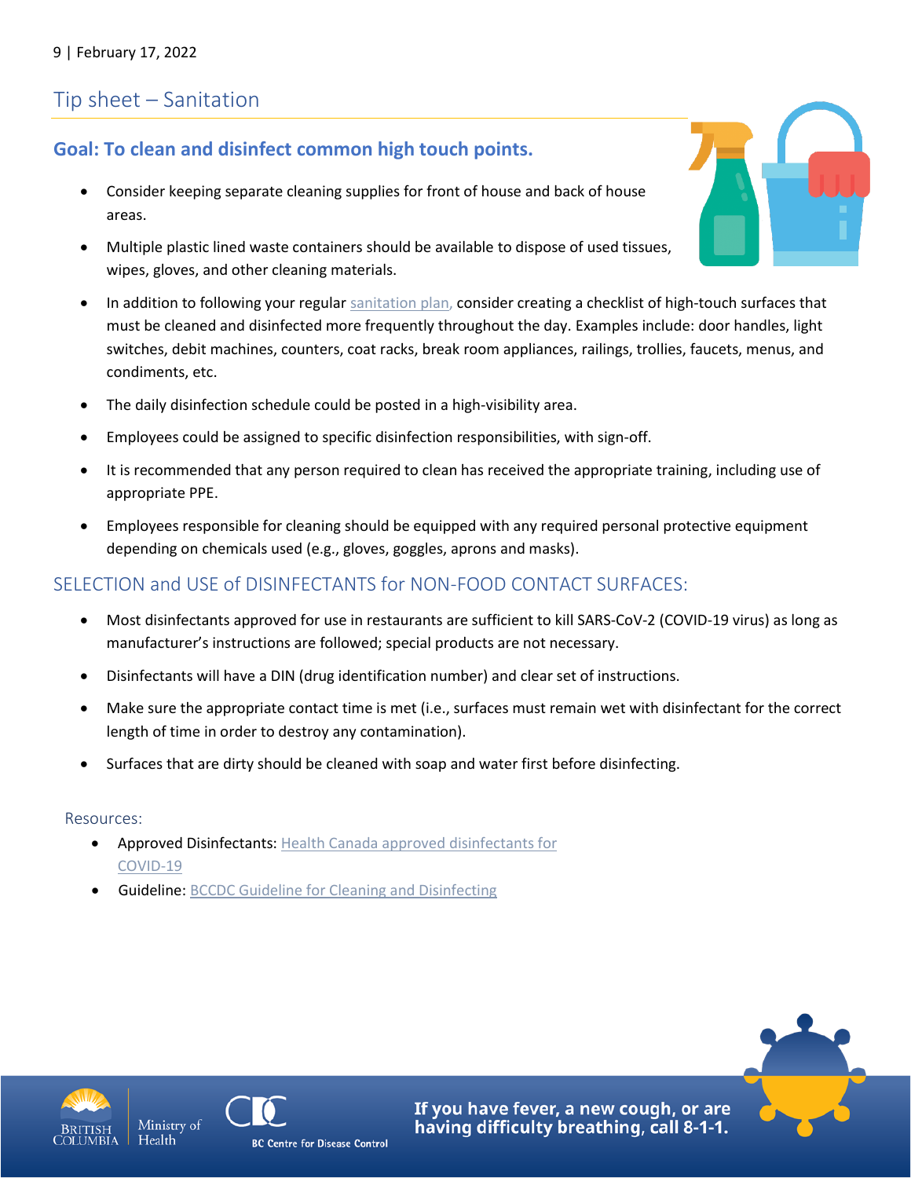## Tip sheet – Sanitation

### Goal: To clean and disinfect common high touch points.

- Consider keeping separate cleaning supplies for front of house and back of house areas.
- Multiple plastic lined waste containers should be available to dispose of used tissues, wipes, gloves, and other cleaning materials.
- In addition to following your regular sanitation plan, consider creating a checklist of high-touch surfaces that must be cleaned and disinfected more frequently throughout the day. Examples include: door handles, light switches, debit machines, counters, coat racks, break room appliances, railings, trollies, faucets, menus, and condiments, etc.
- The daily disinfection schedule could be posted in a high-visibility area.
- Employees could be assigned to specific disinfection responsibilities, with sign-off.
- It is recommended that any person required to clean has received the appropriate training, including use of appropriate PPE.
- Employees responsible for cleaning should be equipped with any required personal protective equipment depending on chemicals used (e.g., gloves, goggles, aprons and masks).

### SELECTION and USE of DISINFECTANTS for NON-FOOD CONTACT SURFACES:

- Most disinfectants approved for use in restaurants are sufficient to kill SARS-CoV-2 (COVID-19 virus) as long as manufacturer's instructions are followed; special products are not necessary.
- Disinfectants will have a DIN (drug identification number) and clear set of instructions.
- Make sure the appropriate contact time is met (i.e., surfaces must remain wet with disinfectant for the correct length of time in order to destroy any contamination).
- Surfaces that are dirty should be cleaned with soap and water first before disinfecting.

Resources:

- Approved Disinfectants: Health Canada approved disinfectants for COVID-19
- Guideline: BCCDC Guideline for Cleaning and Disinfecting

If you have fever, a new cough, or are having difficulty breathing, call 8-1-1.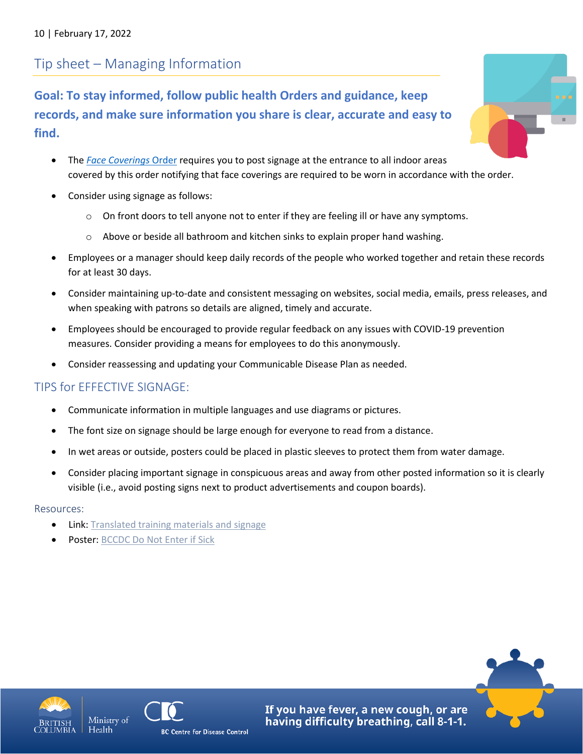## Tip sheet – Managing Information

**Goal: To stay informed, follow public health Orders and guidance, keep records, and make sure information you share is clear, accurate and easy to find.**

- The *Face Coverings* Order requires you to post signage at the entrance to all indoor areas covered by this order notifying that face coverings are required to be worn in accordance with the order.
- Consider using signage as follows:
  - On front doors to tell anyone not to enter if they are feeling ill or have any symptoms.
  - Above or beside all bathroom and kitchen sinks to explain proper hand washing.
- Employees or a manager should keep daily records of the people who worked together and retain these records for at least 30 days.
- Consider maintaining up-to-date and consistent messaging on websites, social media, emails, press releases, and when speaking with patrons so details are aligned, timely and accurate.
- Employees should be encouraged to provide regular feedback on any issues with COVID-19 prevention measures. Consider providing a means for employees to do this anonymously.
- Consider reassessing and updating your Communicable Disease Plan as needed.

## TIPS for EFFECTIVE SIGNAGE:

- Communicate information in multiple languages and use diagrams or pictures.
- The font size on signage should be large enough for everyone to read from a distance.
- In wet areas or outside, posters could be placed in plastic sleeves to protect them from water damage.
- Consider placing important signage in conspicuous areas and away from other posted information so it is clearly visible (i.e., avoid posting signs next to product advertisements and coupon boards).

### Resources:

- Link: Translated training materials and signage
- Poster: BCCDC Do Not Enter if Sick

If you have fever, a new cough, or are having difficulty breathing, call 8-1-1.